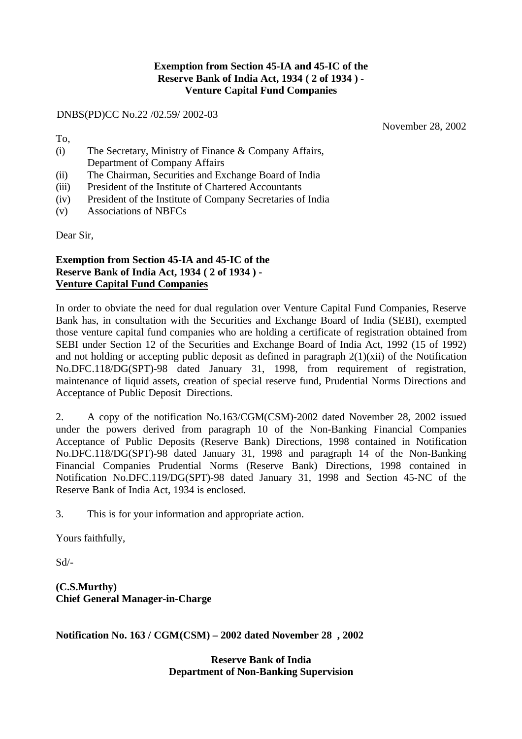**Exemption from Section 45-IA and 45-IC of the Reserve Bank of India Act, 1934 ( 2 of 1934 ) - Venture Capital Fund Companies**

DNBS(PD)CC No.22 /02.59/ 2002-03

November 28, 2002

To,

(i) The Secretary, Ministry of Finance & Company Affairs, Department of Company Affairs
(ii) The Chairman, Securities and Exchange Board of India
(iii) President of the Institute of Chartered Accountants
(iv) President of the Institute of Company Secretaries of India
(v) Associations of NBFCs

Dear Sir,

**Exemption from Section 45-IA and 45-IC of the Reserve Bank of India Act, 1934 ( 2 of 1934 ) - Venture Capital Fund Companies**

In order to obviate the need for dual regulation over Venture Capital Fund Companies, Reserve Bank has, in consultation with the Securities and Exchange Board of India (SEBI), exempted those venture capital fund companies who are holding a certificate of registration obtained from SEBI under Section 12 of the Securities and Exchange Board of India Act, 1992 (15 of 1992) and not holding or accepting public deposit as defined in paragraph 2(1)(xii) of the Notification No.DFC.118/DG(SPT)-98 dated January 31, 1998, from requirement of registration, maintenance of liquid assets, creation of special reserve fund, Prudential Norms Directions and Acceptance of Public Deposit Directions.

2. A copy of the notification No.163/CGM(CSM)-2002 dated November 28, 2002 issued under the powers derived from paragraph 10 of the Non-Banking Financial Companies Acceptance of Public Deposits (Reserve Bank) Directions, 1998 contained in Notification No.DFC.118/DG(SPT)-98 dated January 31, 1998 and paragraph 14 of the Non-Banking Financial Companies Prudential Norms (Reserve Bank) Directions, 1998 contained in Notification No.DFC.119/DG(SPT)-98 dated January 31, 1998 and Section 45-NC of the Reserve Bank of India Act, 1934 is enclosed.

3. This is for your information and appropriate action.

Yours faithfully,

Sd/-

**(C.S.Murthy)**
**Chief General Manager-in-Charge**

**Notification No. 163 / CGM(CSM) – 2002 dated November 28 , 2002**

**Reserve Bank of India**
**Department of Non-Banking Supervision**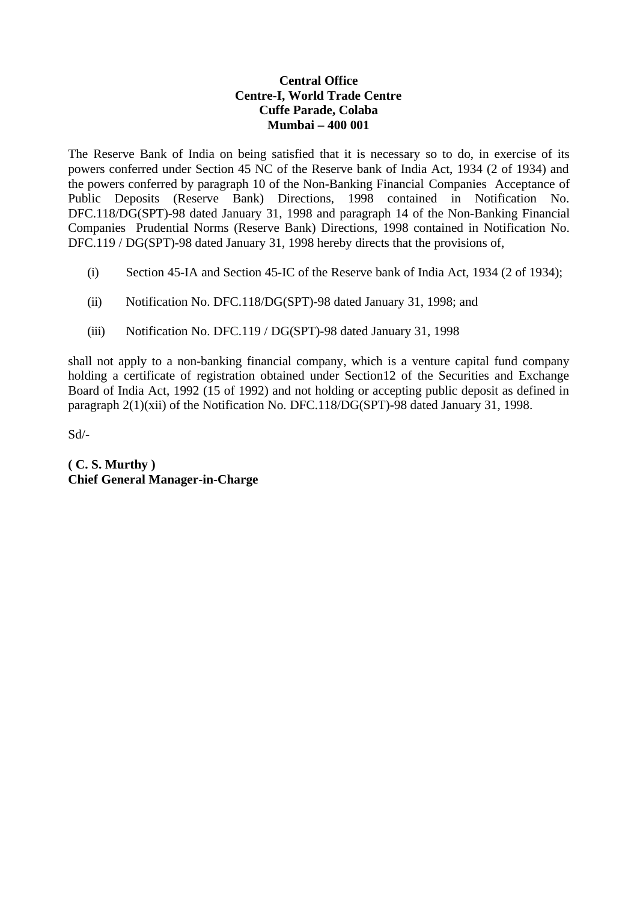**Central Office**
**Centre-I, World Trade Centre**
**Cuffe Parade, Colaba**
**Mumbai – 400 001**

The Reserve Bank of India on being satisfied that it is necessary so to do, in exercise of its powers conferred under Section 45 NC of the Reserve bank of India Act, 1934 (2 of 1934) and the powers conferred by paragraph 10 of the Non-Banking Financial Companies Acceptance of Public Deposits (Reserve Bank) Directions, 1998 contained in Notification No. DFC.118/DG(SPT)-98 dated January 31, 1998 and paragraph 14 of the Non-Banking Financial Companies Prudential Norms (Reserve Bank) Directions, 1998 contained in Notification No. DFC.119 / DG(SPT)-98 dated January 31, 1998 hereby directs that the provisions of,

(i) Section 45-IA and Section 45-IC of the Reserve bank of India Act, 1934 (2 of 1934);

(ii) Notification No. DFC.118/DG(SPT)-98 dated January 31, 1998; and

(iii) Notification No. DFC.119 / DG(SPT)-98 dated January 31, 1998

shall not apply to a non-banking financial company, which is a venture capital fund company holding a certificate of registration obtained under Section12 of the Securities and Exchange Board of India Act, 1992 (15 of 1992) and not holding or accepting public deposit as defined in paragraph 2(1)(xii) of the Notification No. DFC.118/DG(SPT)-98 dated January 31, 1998.

Sd/-

**( C. S. Murthy )**
**Chief General Manager-in-Charge**